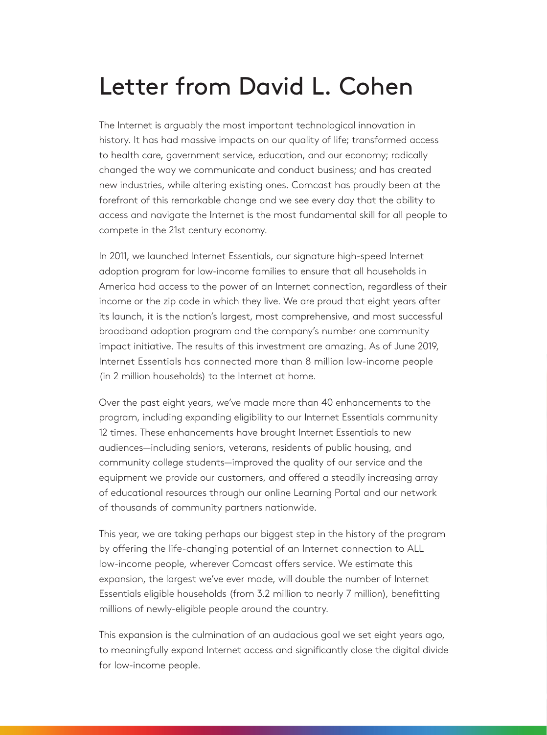# Letter from David L. Cohen

The Internet is arguably the most important technological innovation in history. It has had massive impacts on our quality of life; transformed access to health care, government service, education, and our economy; radically changed the way we communicate and conduct business; and has created new industries, while altering existing ones. Comcast has proudly been at the forefront of this remarkable change and we see every day that the ability to access and navigate the Internet is the most fundamental skill for all people to compete in the 21st century economy.

In 2011, we launched Internet Essentials, our signature high-speed Internet adoption program for low-income families to ensure that all households in America had access to the power of an Internet connection, regardless of their income or the zip code in which they live. We are proud that eight years after its launch, it is the nation's largest, most comprehensive, and most successful broadband adoption program and the company's number one community impact initiative. The results of this investment are amazing. As of June 2019, Internet Essentials has connected more than 8 million low-income people (in 2 million households) to the Internet at home.

Over the past eight years, we've made more than 40 enhancements to the program, including expanding eligibility to our Internet Essentials community 12 times. These enhancements have brought Internet Essentials to new audiences—including seniors, veterans, residents of public housing, and community college students—improved the quality of our service and the equipment we provide our customers, and offered a steadily increasing array of educational resources through our online Learning Portal and our network of thousands of community partners nationwide.

This year, we are taking perhaps our biggest step in the history of the program by offering the life-changing potential of an Internet connection to ALL low-income people, wherever Comcast offers service. We estimate this expansion, the largest we've ever made, will double the number of Internet Essentials eligible households (from 3.2 million to nearly 7 million), benefitting millions of newly-eligible people around the country.

This expansion is the culmination of an audacious goal we set eight years ago, to meaningfully expand Internet access and significantly close the digital divide for low-income people.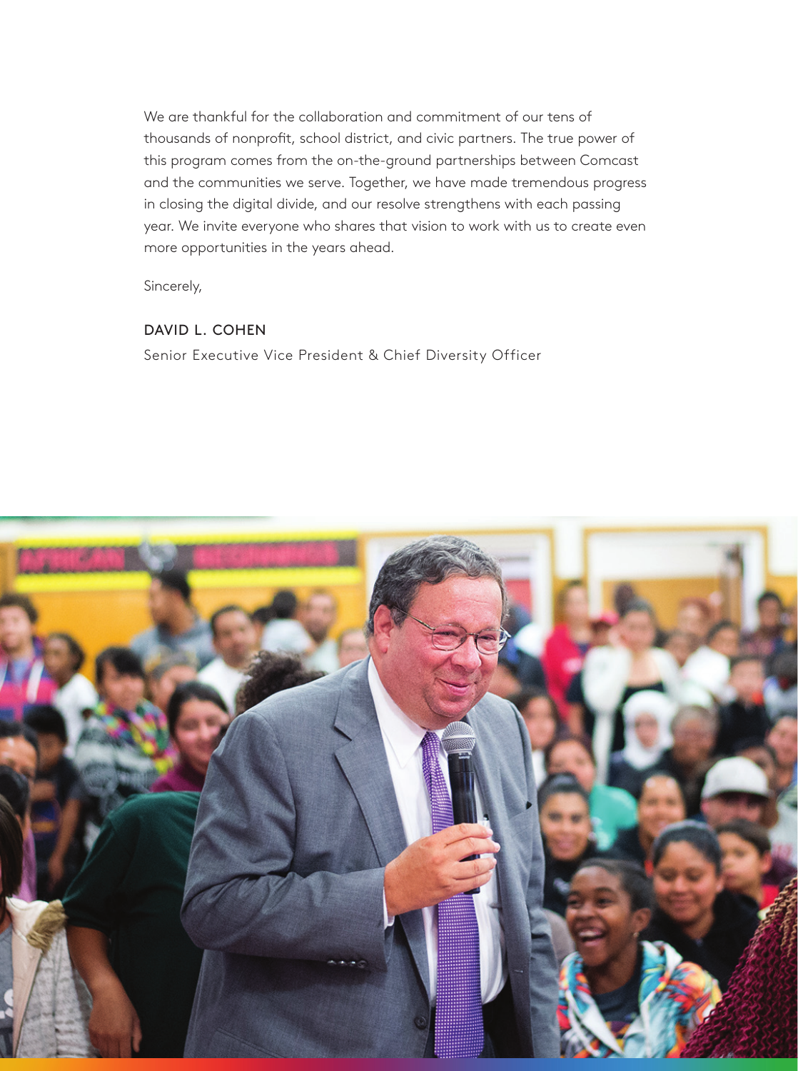We are thankful for the collaboration and commitment of our tens of thousands of nonprofit, school district, and civic partners. The true power of this program comes from the on-the-ground partnerships between Comcast and the communities we serve. Together, we have made tremendous progress in closing the digital divide, and our resolve strengthens with each passing year. We invite everyone who shares that vision to work with us to create even more opportunities in the years ahead.

Sincerely,

DAVID L. COHEN

Senior Executive Vice President & Chief Diversity Officer